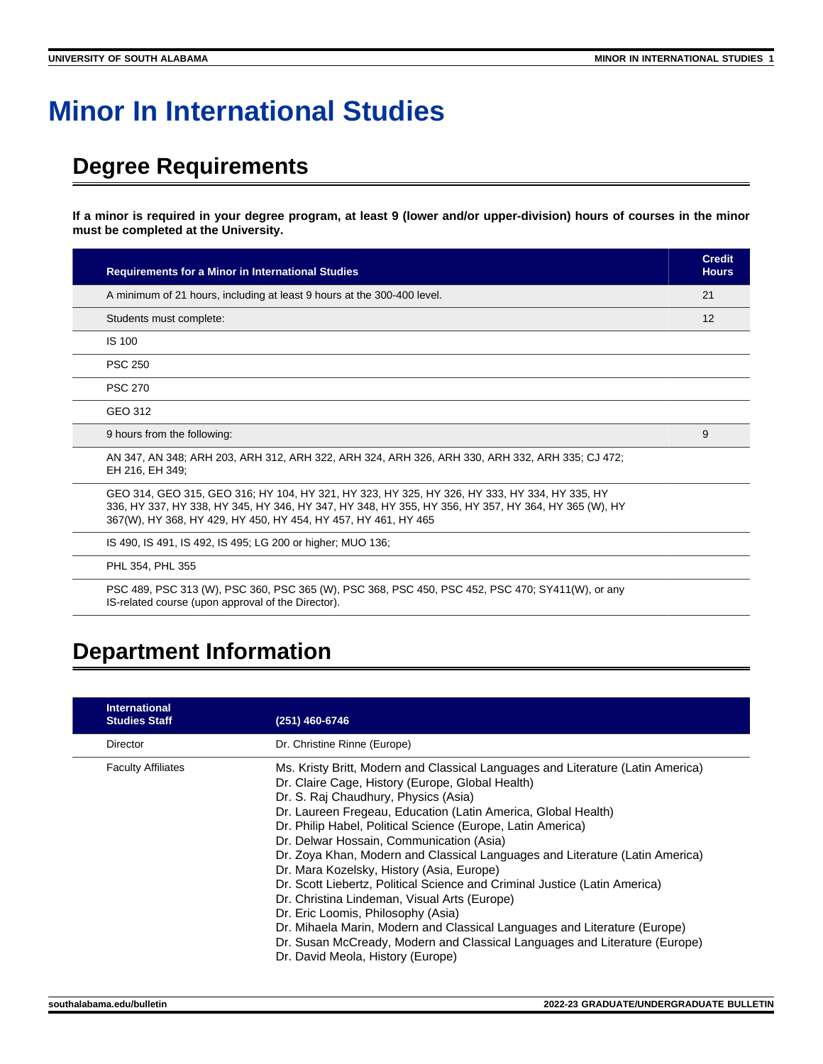# Minor In International Studies

## Degree Requirements

**If a minor is required in your degree program, at least 9 (lower and/or upper-division) hours of courses in the minor must be completed at the University.**

| Requirements for a Minor in International Studies | Credit Hours |
|---|---|
| A minimum of 21 hours, including at least 9 hours at the 300-400 level. | 21 |
| Students must complete: | 12 |
| IS 100 | |
| PSC 250 | |
| PSC 270 | |
| GEO 312 | |
| 9 hours from the following: | 9 |
| AN 347, AN 348; ARH 203, ARH 312, ARH 322, ARH 324, ARH 326, ARH 330, ARH 332, ARH 335; CJ 472; EH 216, EH 349; | |
| GEO 314, GEO 315, GEO 316; HY 104, HY 321, HY 323, HY 325, HY 326, HY 333, HY 334, HY 335, HY 336, HY 337, HY 338, HY 345, HY 346, HY 347, HY 348, HY 355, HY 356, HY 357, HY 364, HY 365 (W), HY 367(W), HY 368, HY 429, HY 450, HY 454, HY 457, HY 461, HY 465 | |
| IS 490, IS 491, IS 492, IS 495; LG 200 or higher; MUO 136; | |
| PHL 354, PHL 355 | |
| PSC 489, PSC 313 (W), PSC 360, PSC 365 (W), PSC 368, PSC 450, PSC 452, PSC 470; SY411(W), or any IS-related course (upon approval of the Director). | |

## Department Information

| International Studies Staff | (251) 460-6746 |
|---|---|
| Director | Dr. Christine Rinne (Europe) |
| Faculty Affiliates | Ms. Kristy Britt, Modern and Classical Languages and Literature (Latin America)<br>Dr. Claire Cage, History (Europe, Global Health)<br>Dr. S. Raj Chaudhury, Physics (Asia)<br>Dr. Laureen Fregeau, Education (Latin America, Global Health)<br>Dr. Philip Habel, Political Science (Europe, Latin America)<br>Dr. Delwar Hossain, Communication (Asia)<br>Dr. Zoya Khan, Modern and Classical Languages and Literature (Latin America)<br>Dr. Mara Kozelsky, History (Asia, Europe)<br>Dr. Scott Liebertz, Political Science and Criminal Justice (Latin America)<br>Dr. Christina Lindeman, Visual Arts (Europe)<br>Dr. Eric Loomis, Philosophy (Asia)<br>Dr. Mihaela Marin, Modern and Classical Languages and Literature (Europe)<br>Dr. Susan McCready, Modern and Classical Languages and Literature (Europe)<br>Dr. David Meola, History (Europe) |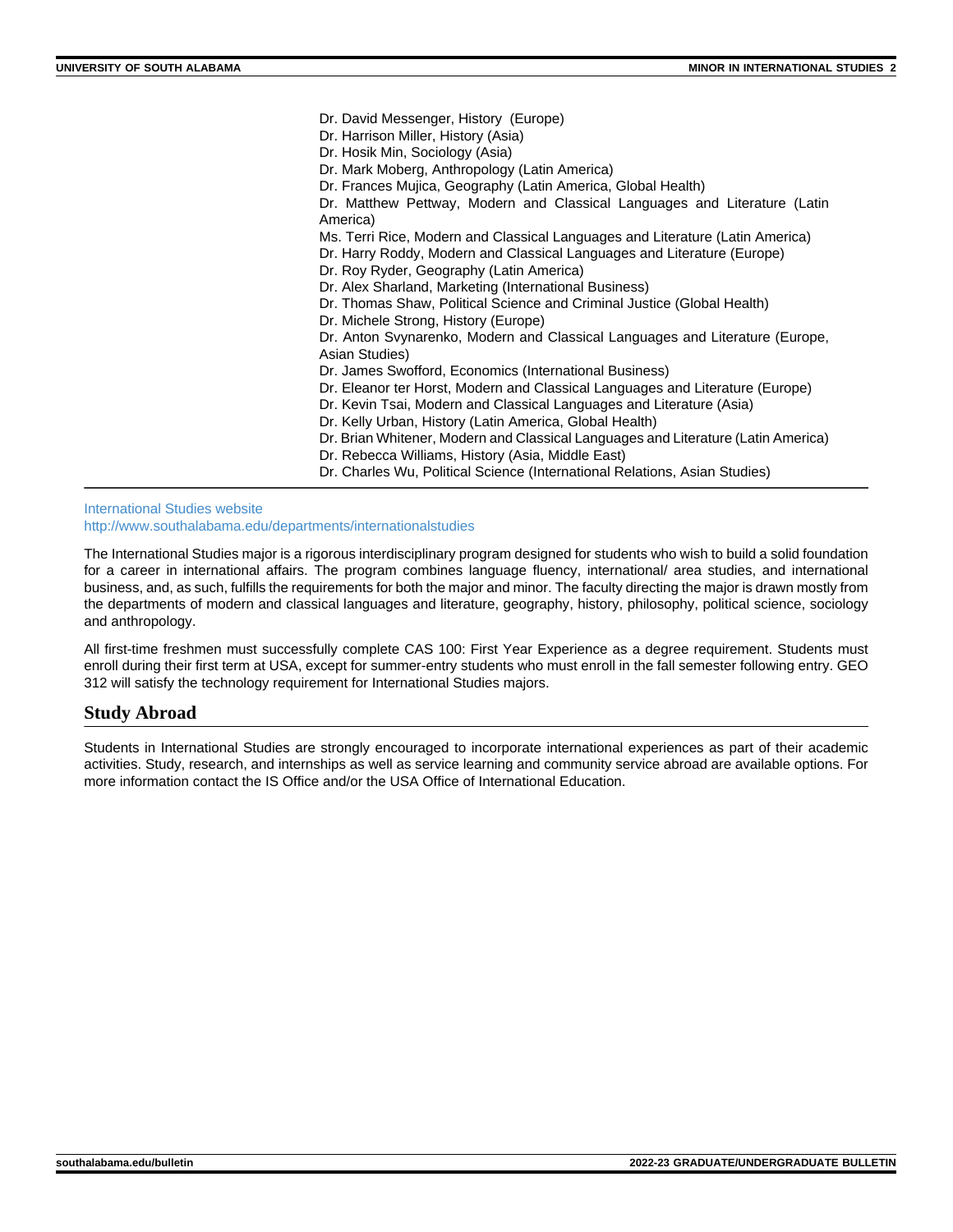Dr. David Messenger, History (Europe)
Dr. Harrison Miller, History (Asia)
Dr. Hosik Min, Sociology (Asia)
Dr. Mark Moberg, Anthropology (Latin America)
Dr. Frances Mujica, Geography (Latin America, Global Health)
Dr. Matthew Pettway, Modern and Classical Languages and Literature (Latin America)
Ms. Terri Rice, Modern and Classical Languages and Literature (Latin America)
Dr. Harry Roddy, Modern and Classical Languages and Literature (Europe)
Dr. Roy Ryder, Geography (Latin America)
Dr. Alex Sharland, Marketing (International Business)
Dr. Thomas Shaw, Political Science and Criminal Justice (Global Health)
Dr. Michele Strong, History (Europe)
Dr. Anton Svynarenko, Modern and Classical Languages and Literature (Europe, Asian Studies)
Dr. James Swofford, Economics (International Business)
Dr. Eleanor ter Horst, Modern and Classical Languages and Literature (Europe)
Dr. Kevin Tsai, Modern and Classical Languages and Literature (Asia)
Dr. Kelly Urban, History (Latin America, Global Health)
Dr. Brian Whitener, Modern and Classical Languages and Literature (Latin America)
Dr. Rebecca Williams, History (Asia, Middle East)
Dr. Charles Wu, Political Science (International Relations, Asian Studies)

International Studies website
http://www.southalabama.edu/departments/internationalstudies

The International Studies major is a rigorous interdisciplinary program designed for students who wish to build a solid foundation for a career in international affairs. The program combines language fluency, international/ area studies, and international business, and, as such, fulfills the requirements for both the major and minor. The faculty directing the major is drawn mostly from the departments of modern and classical languages and literature, geography, history, philosophy, political science, sociology and anthropology.

All first-time freshmen must successfully complete CAS 100: First Year Experience as a degree requirement. Students must enroll during their first term at USA, except for summer-entry students who must enroll in the fall semester following entry. GEO 312 will satisfy the technology requirement for International Studies majors.

## Study Abroad

Students in International Studies are strongly encouraged to incorporate international experiences as part of their academic activities. Study, research, and internships as well as service learning and community service abroad are available options. For more information contact the IS Office and/or the USA Office of International Education.